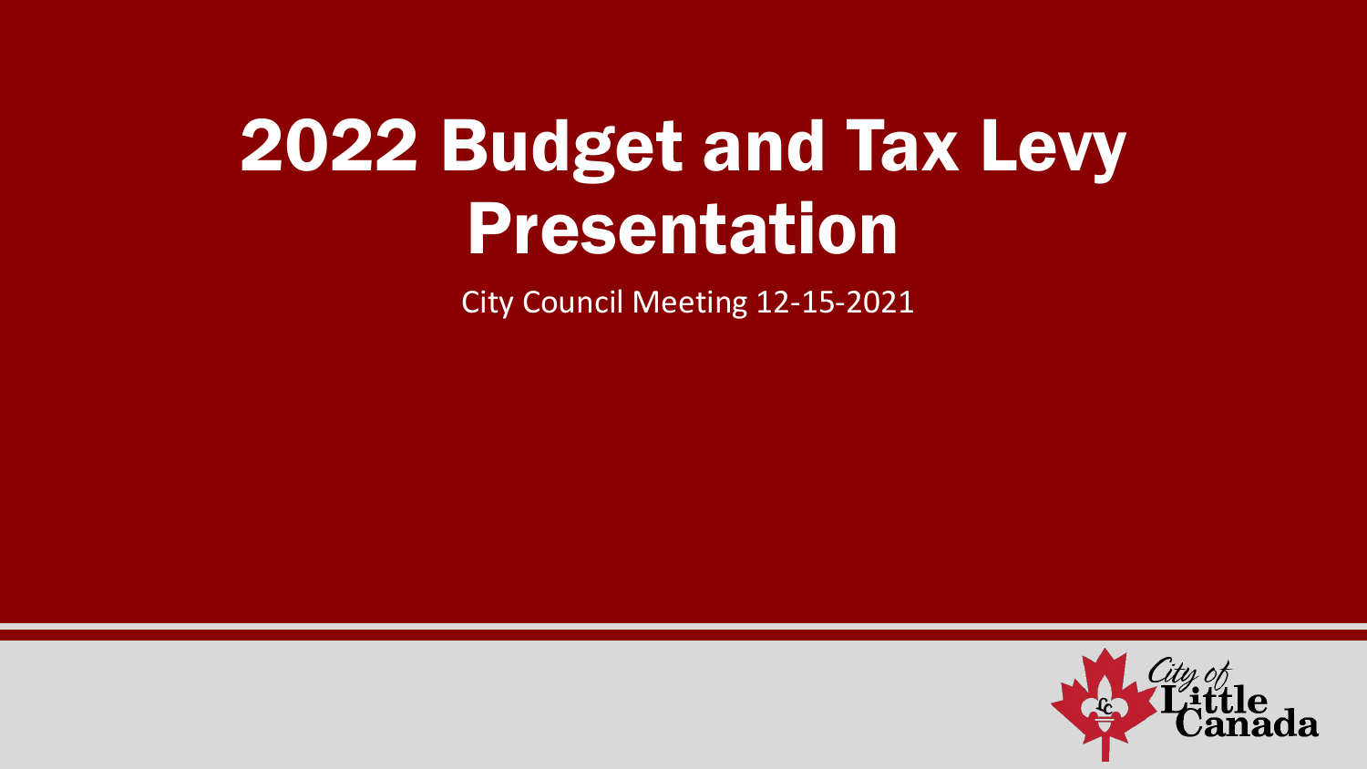# 2022 Budget and Tax Levy Presentation

City Council Meeting 12-15-2021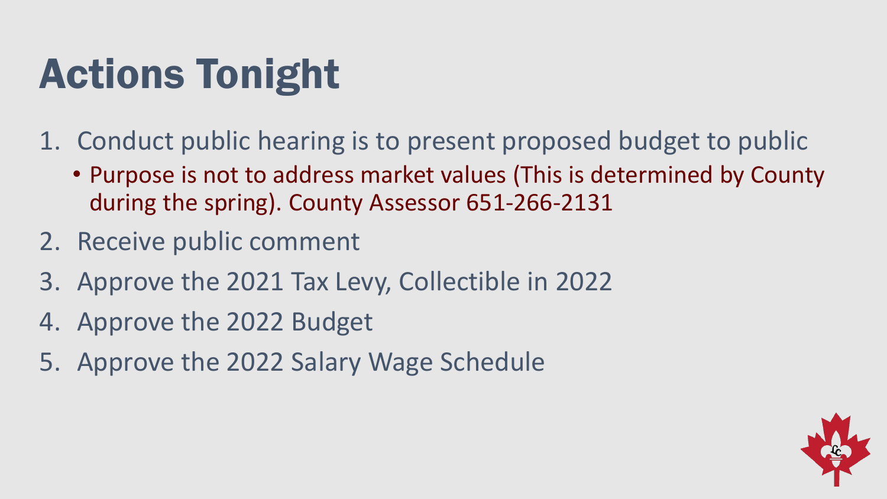# Actions Tonight

1. Conduct public hearing is to present proposed budget to public
   - Purpose is not to address market values (This is determined by County during the spring). County Assessor 651-266-2131
2. Receive public comment
3. Approve the 2021 Tax Levy, Collectible in 2022
4. Approve the 2022 Budget
5. Approve the 2022 Salary Wage Schedule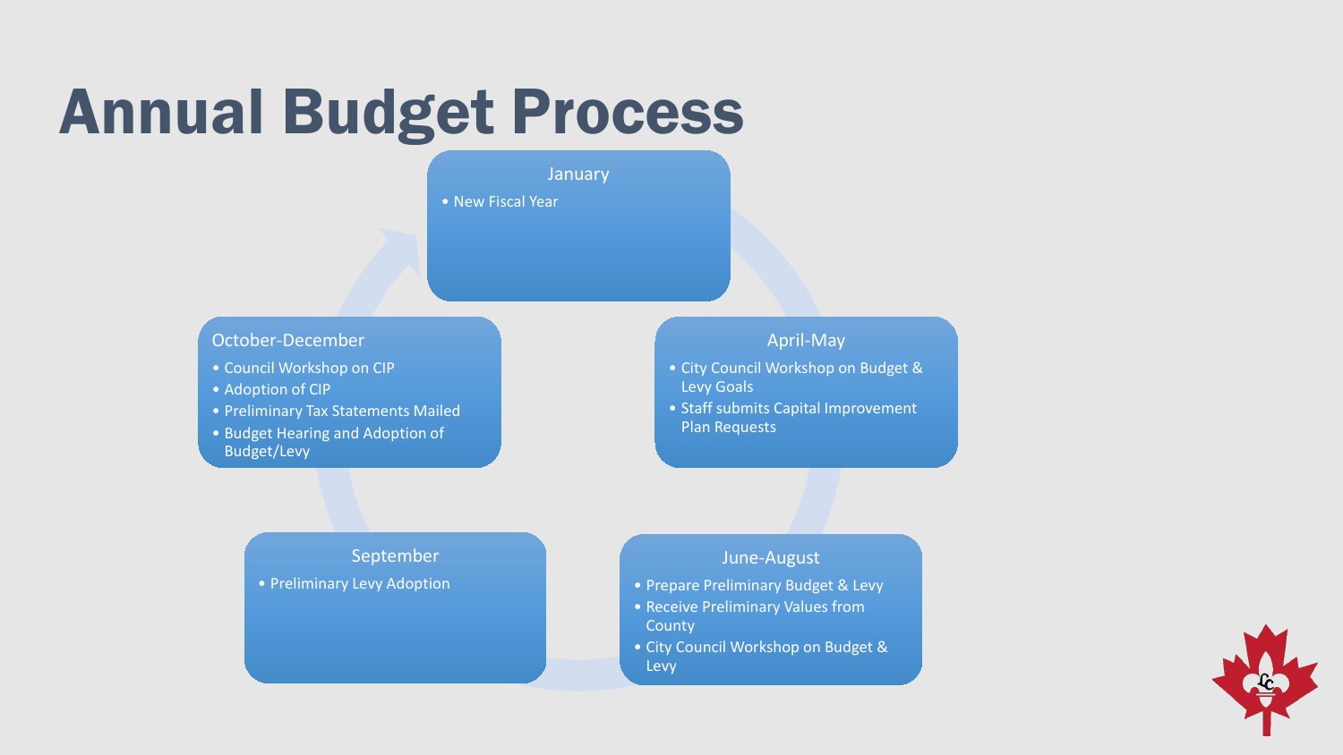# Annual Budget Process

### January

- New Fiscal Year

### April-May

- City Council Workshop on Budget & Levy Goals
- Staff submits Capital Improvement Plan Requests

### June-August

- Prepare Preliminary Budget & Levy
- Receive Preliminary Values from County
- City Council Workshop on Budget & Levy

### September

- Preliminary Levy Adoption

### October-December

- Council Workshop on CIP
- Adoption of CIP
- Preliminary Tax Statements Mailed
- Budget Hearing and Adoption of Budget/Levy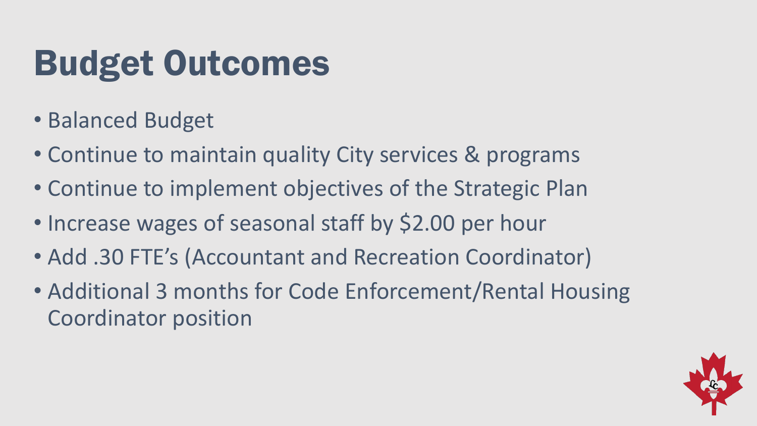# Budget Outcomes

- Balanced Budget
- Continue to maintain quality City services & programs
- Continue to implement objectives of the Strategic Plan
- Increase wages of seasonal staff by $2.00 per hour
- Add .30 FTE's (Accountant and Recreation Coordinator)
- Additional 3 months for Code Enforcement/Rental Housing Coordinator position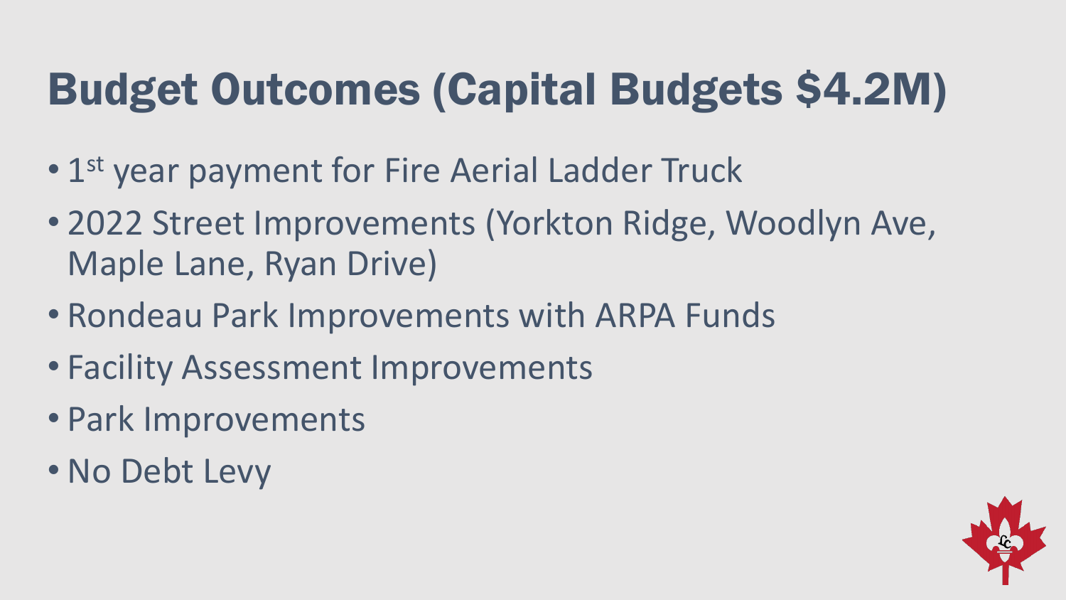# Budget Outcomes (Capital Budgets $4.2M)

- 1st year payment for Fire Aerial Ladder Truck
- 2022 Street Improvements (Yorkton Ridge, Woodlyn Ave, Maple Lane, Ryan Drive)
- Rondeau Park Improvements with ARPA Funds
- Facility Assessment Improvements
- Park Improvements
- No Debt Levy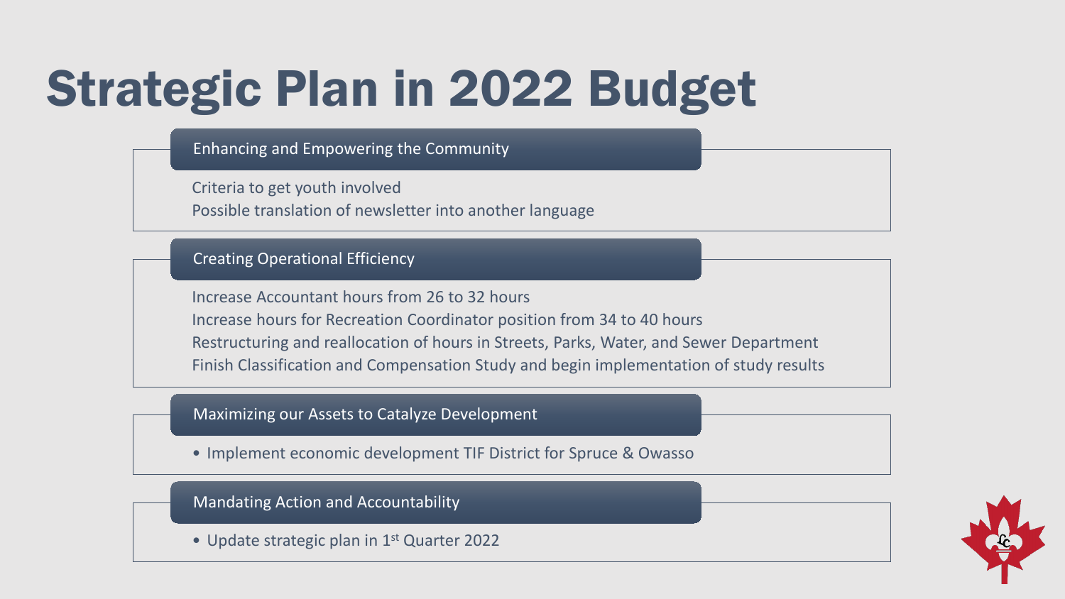# Strategic Plan in 2022 Budget

## Enhancing and Empowering the Community

Criteria to get youth involved

Possible translation of newsletter into another language

## Creating Operational Efficiency

Increase Accountant hours from 26 to 32 hours

Increase hours for Recreation Coordinator position from 34 to 40 hours

Restructuring and reallocation of hours in Streets, Parks, Water, and Sewer Department

Finish Classification and Compensation Study and begin implementation of study results

## Maximizing our Assets to Catalyze Development

- Implement economic development TIF District for Spruce & Owasso

## Mandating Action and Accountability

- Update strategic plan in 1st Quarter 2022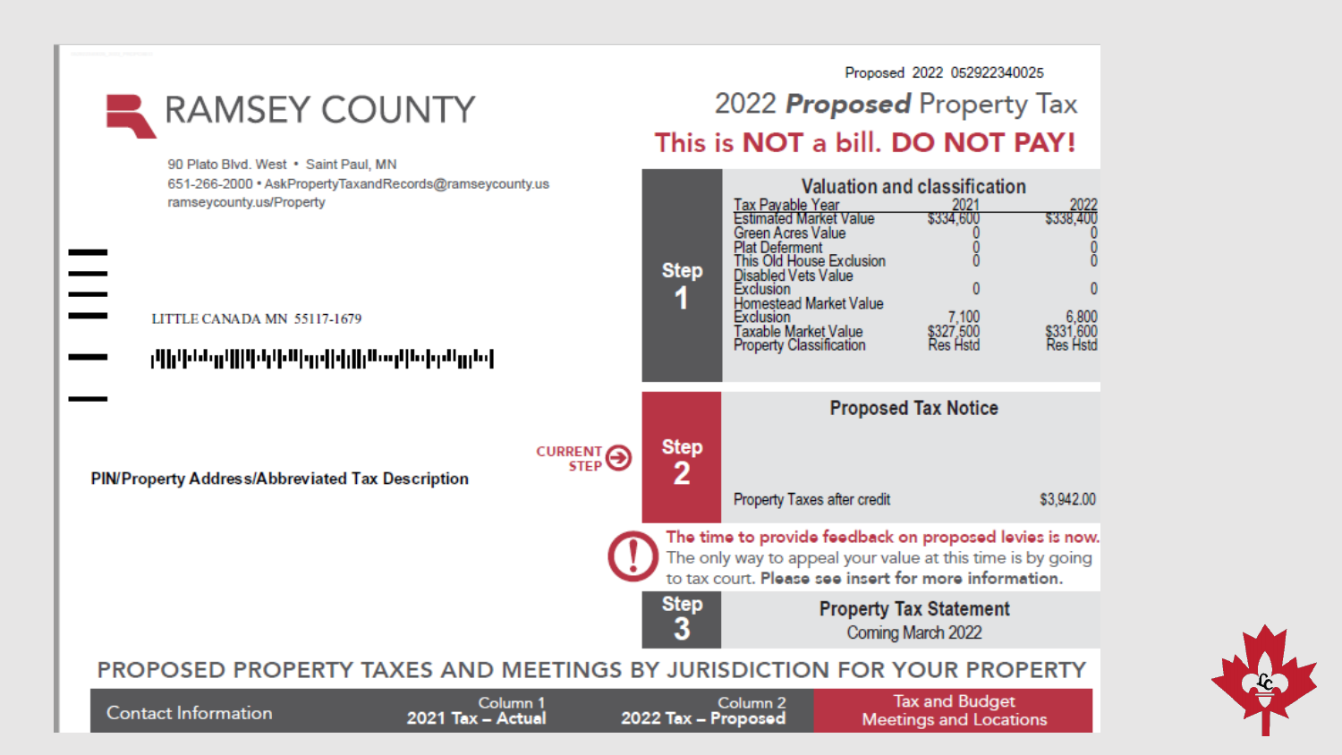Proposed 2022 052922340025

# RAMSEY COUNTY

90 Plato Blvd. West • Saint Paul, MN
651-266-2000 • AskPropertyTaxandRecords@ramseycounty.us
ramseycounty.us/Property

## 2022 ***Proposed*** Property Tax

**This is NOT a bill. DO NOT PAY!**

LITTLE CANADA MN 55117-1679

**PIN/Property Address/Abbreviated Tax Description**

### Step 1 — Valuation and classification

| Tax Payable Year | 2021 | 2022 |
|---|---|---|
| Estimated Market Value | $334,600 | $338,400 |
| Green Acres Value | 0 | 0 |
| Plat Deferment | 0 | 0 |
| This Old House Exclusion | 0 | 0 |
| Disabled Vets Value Exclusion | 0 | 0 |
| Homestead Market Value Exclusion | 7,100 | 6,800 |
| Taxable Market Value | $327,500 | $331,600 |
| Property Classification | Res Hstd | Res Hstd |

CURRENT STEP

### Step 2 — Proposed Tax Notice

Property Taxes after credit $3,942.00

**The time to provide feedback on proposed levies is now.** The only way to appeal your value at this time is by going to tax court. **Please see insert for more information.**

### Step 3 — Property Tax Statement

Coming March 2022

## PROPOSED PROPERTY TAXES AND MEETINGS BY JURISDICTION FOR YOUR PROPERTY

| Contact Information | Column 1 2021 Tax – Actual | Column 2 2022 Tax – Proposed | Tax and Budget Meetings and Locations |
|---|---|---|---|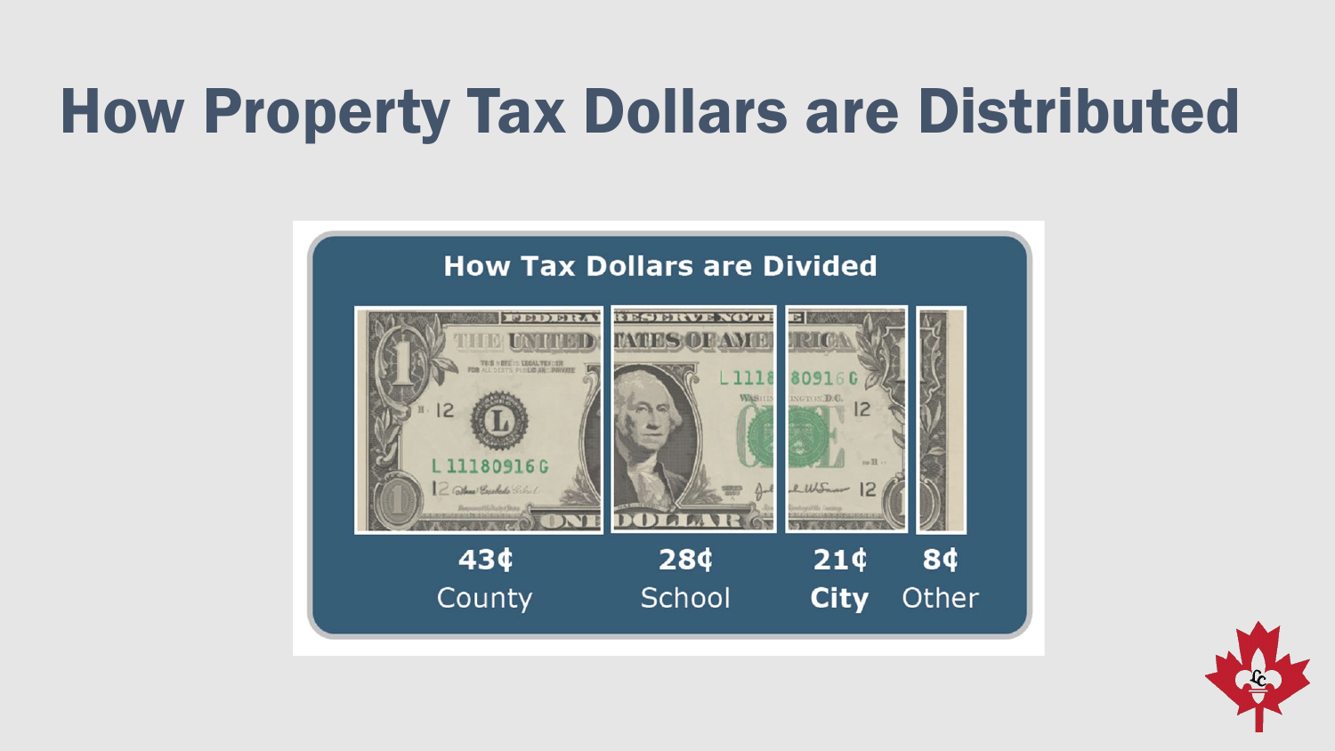# How Property Tax Dollars are Distributed

## How Tax Dollars are Divided

| 43¢ | 28¢ | 21¢ | 8¢ |
| --- | --- | --- | --- |
| County | School | **City** | Other |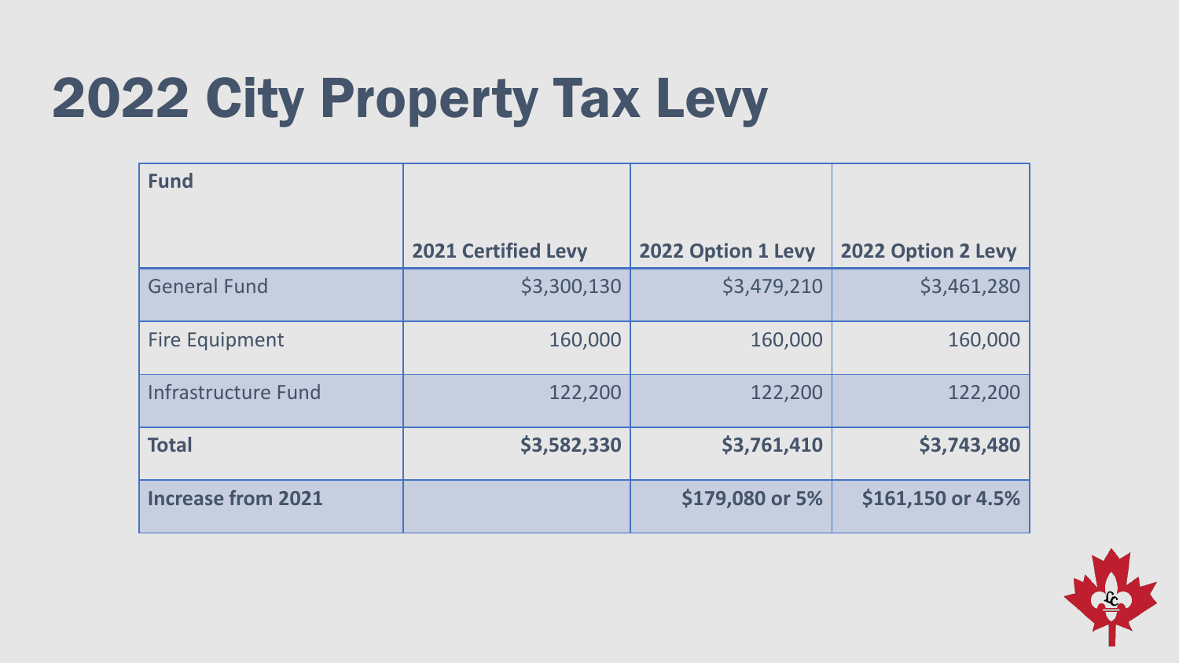# 2022 City Property Tax Levy

| Fund | 2021 Certified Levy | 2022 Option 1 Levy | 2022 Option 2 Levy |
|---|---|---|---|
| General Fund | $3,300,130 | $3,479,210 | $3,461,280 |
| Fire Equipment | 160,000 | 160,000 | 160,000 |
| Infrastructure Fund | 122,200 | 122,200 | 122,200 |
| **Total** | **$3,582,330** | **$3,761,410** | **$3,743,480** |
| **Increase from 2021** | | **$179,080 or 5%** | **$161,150 or 4.5%** |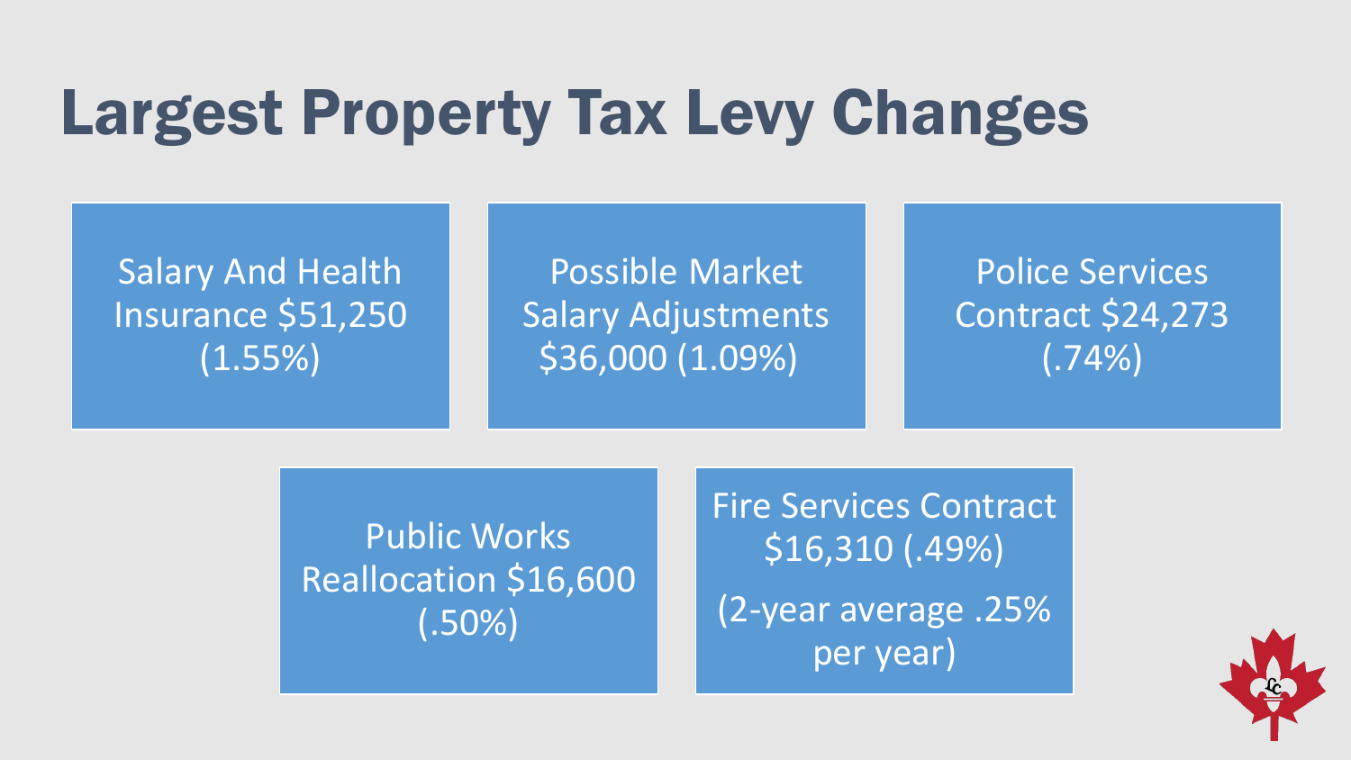# Largest Property Tax Levy Changes

- Salary And Health Insurance $51,250 (1.55%)
- Possible Market Salary Adjustments $36,000 (1.09%)
- Police Services Contract $24,273 (.74%)
- Public Works Reallocation $16,600 (.50%)
- Fire Services Contract $16,310 (.49%)

  (2-year average .25% per year)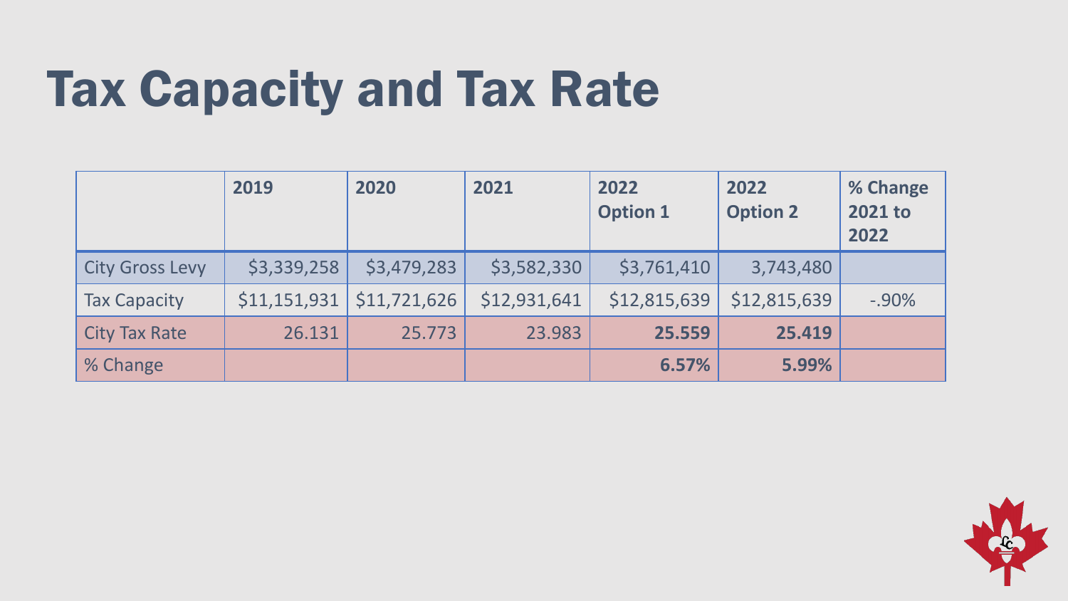# Tax Capacity and Tax Rate

| | 2019 | 2020 | 2021 | 2022 Option 1 | 2022 Option 2 | % Change 2021 to 2022 |
|---|---|---|---|---|---|---|
| City Gross Levy | $3,339,258 | $3,479,283 | $3,582,330 | $3,761,410 | 3,743,480 | |
| Tax Capacity | $11,151,931 | $11,721,626 | $12,931,641 | $12,815,639 | $12,815,639 | -.90% |
| City Tax Rate | 26.131 | 25.773 | 23.983 | **25.559** | **25.419** | |
| % Change | | | | **6.57%** | **5.99%** | |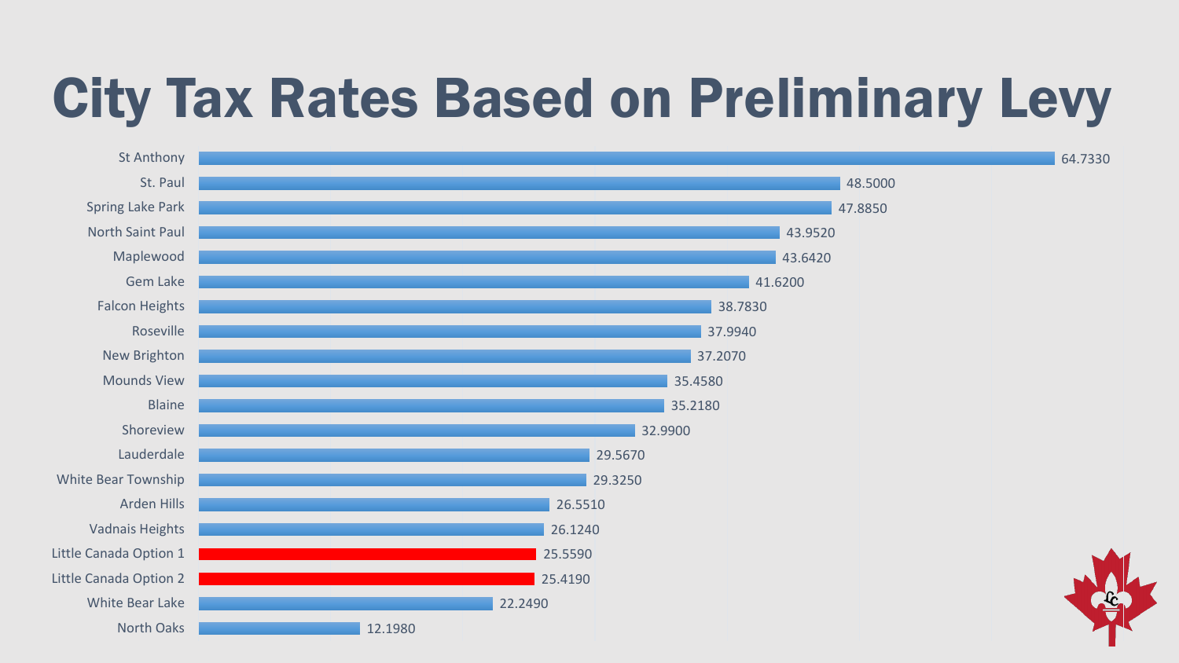# City Tax Rates Based on Preliminary Levy

| City | Tax Rate |
|---|---|
| St Anthony | 64.7330 |
| St. Paul | 48.5000 |
| Spring Lake Park | 47.8850 |
| North Saint Paul | 43.9520 |
| Maplewood | 43.6420 |
| Gem Lake | 41.6200 |
| Falcon Heights | 38.7830 |
| Roseville | 37.9940 |
| New Brighton | 37.2070 |
| Mounds View | 35.4580 |
| Blaine | 35.2180 |
| Shoreview | 32.9900 |
| Lauderdale | 29.5670 |
| White Bear Township | 29.3250 |
| Arden Hills | 26.5510 |
| Vadnais Heights | 26.1240 |
| Little Canada Option 1 | 25.5590 |
| Little Canada Option 2 | 25.4190 |
| White Bear Lake | 22.2490 |
| North Oaks | 12.1980 |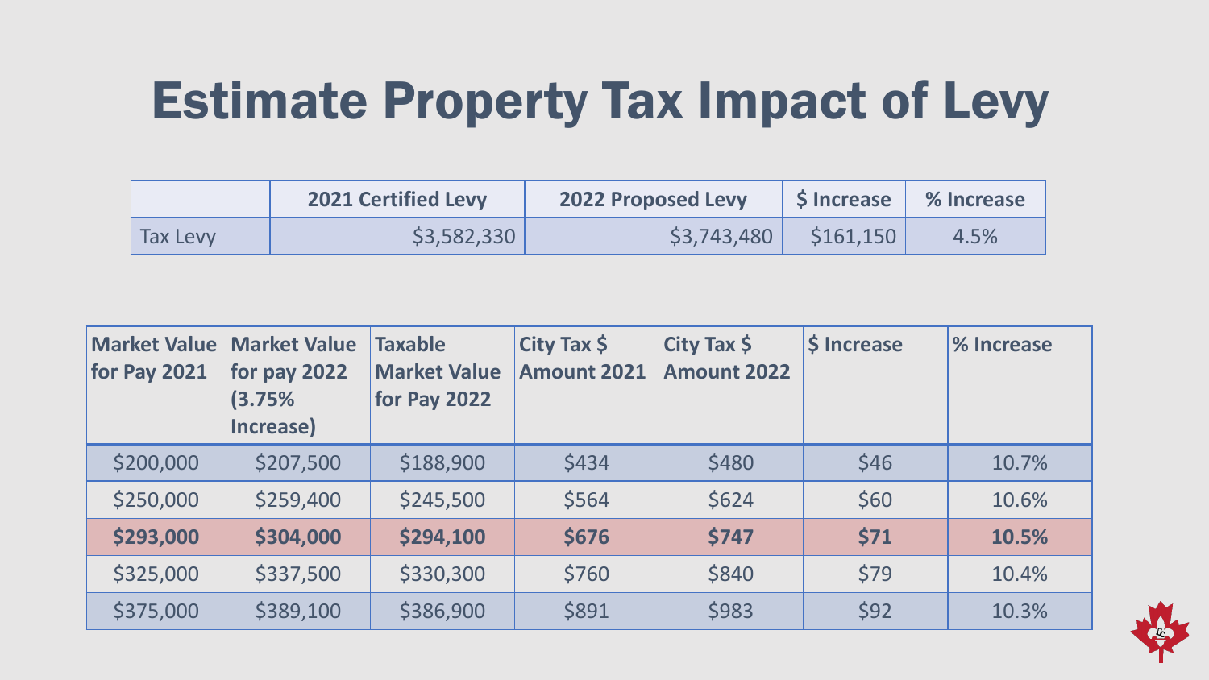# Estimate Property Tax Impact of Levy

| | 2021 Certified Levy | 2022 Proposed Levy | $ Increase | % Increase |
|---|---|---|---|---|
| Tax Levy | $3,582,330 | $3,743,480 | $161,150 | 4.5% |

| Market Value for Pay 2021 | Market Value for pay 2022 (3.75% Increase) | Taxable Market Value for Pay 2022 | City Tax $ Amount 2021 | City Tax $ Amount 2022 | $ Increase | % Increase |
|---|---|---|---|---|---|---|
| $200,000 | $207,500 | $188,900 | $434 | $480 | $46 | 10.7% |
| $250,000 | $259,400 | $245,500 | $564 | $624 | $60 | 10.6% |
| **$293,000** | **$304,000** | **$294,100** | **$676** | **$747** | **$71** | **10.5%** |
| $325,000 | $337,500 | $330,300 | $760 | $840 | $79 | 10.4% |
| $375,000 | $389,100 | $386,900 | $891 | $983 | $92 | 10.3% |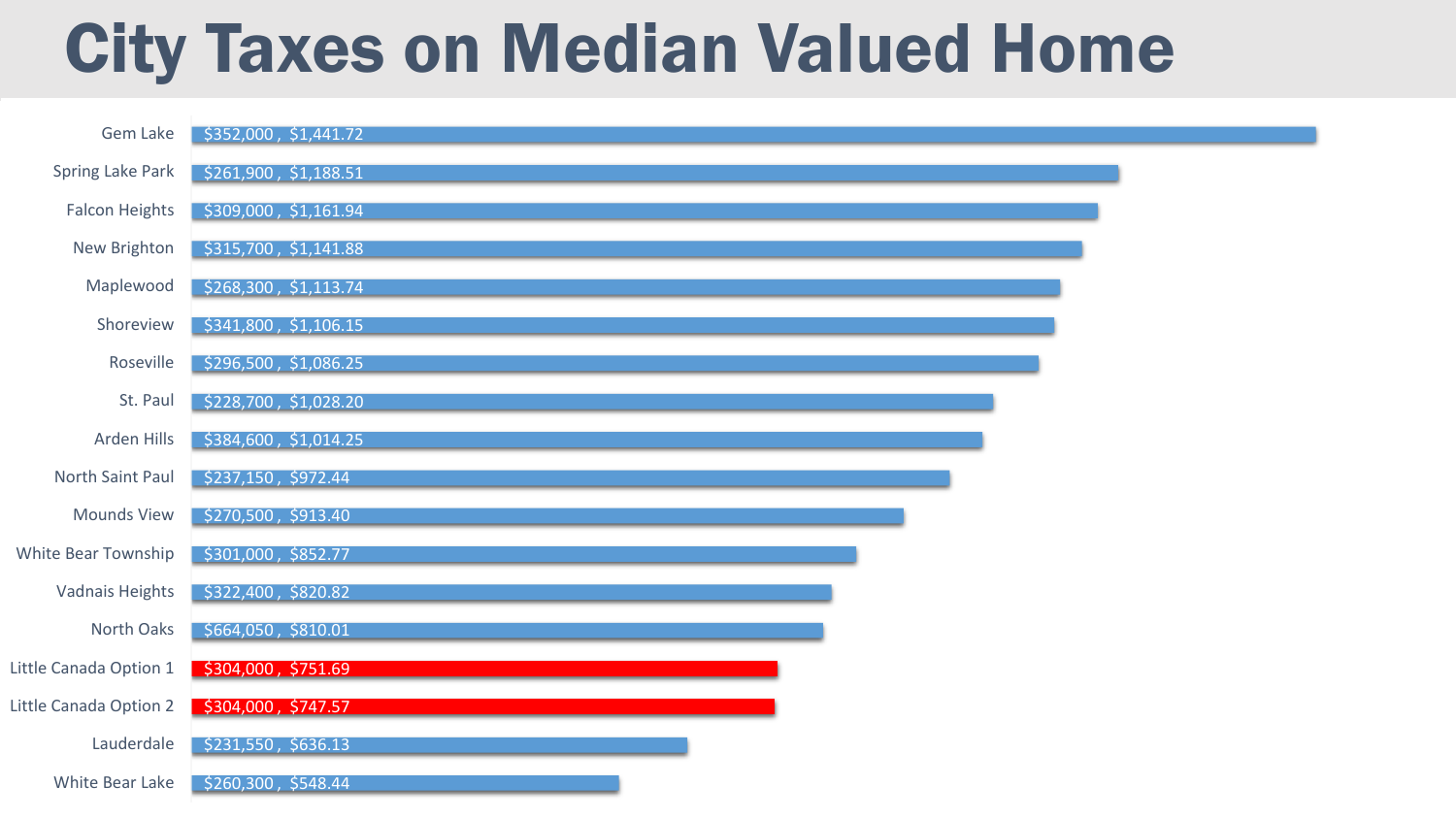# City Taxes on Median Valued Home

| City | Median Home Value | City Taxes |
| --- | --- | --- |
| Gem Lake | $352,000 | $1,441.72 |
| Spring Lake Park | $261,900 | $1,188.51 |
| Falcon Heights | $309,000 | $1,161.94 |
| New Brighton | $315,700 | $1,141.88 |
| Maplewood | $268,300 | $1,113.74 |
| Shoreview | $341,800 | $1,106.15 |
| Roseville | $296,500 | $1,086.25 |
| St. Paul | $228,700 | $1,028.20 |
| Arden Hills | $384,600 | $1,014.25 |
| North Saint Paul | $237,150 | $972.44 |
| Mounds View | $270,500 | $913.40 |
| White Bear Township | $301,000 | $852.77 |
| Vadnais Heights | $322,400 | $820.82 |
| North Oaks | $664,050 | $810.01 |
| Little Canada Option 1 | $304,000 | $751.69 |
| Little Canada Option 2 | $304,000 | $747.57 |
| Lauderdale | $231,550 | $636.13 |
| White Bear Lake | $260,300 | $548.44 |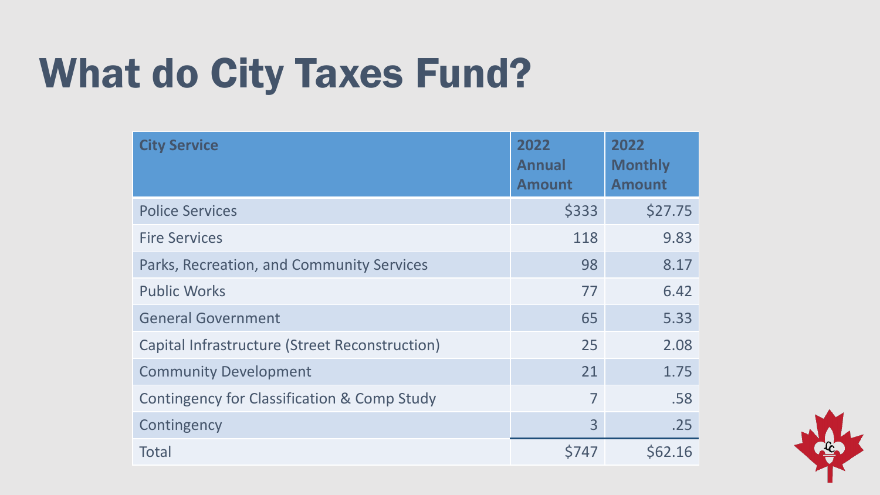# What do City Taxes Fund?

| City Service | 2022 Annual Amount | 2022 Monthly Amount |
| --- | --- | --- |
| Police Services | $333 | $27.75 |
| Fire Services | 118 | 9.83 |
| Parks, Recreation, and Community Services | 98 | 8.17 |
| Public Works | 77 | 6.42 |
| General Government | 65 | 5.33 |
| Capital Infrastructure (Street Reconstruction) | 25 | 2.08 |
| Community Development | 21 | 1.75 |
| Contingency for Classification & Comp Study | 7 | .58 |
| Contingency | 3 | .25 |
| Total | $747 | $62.16 |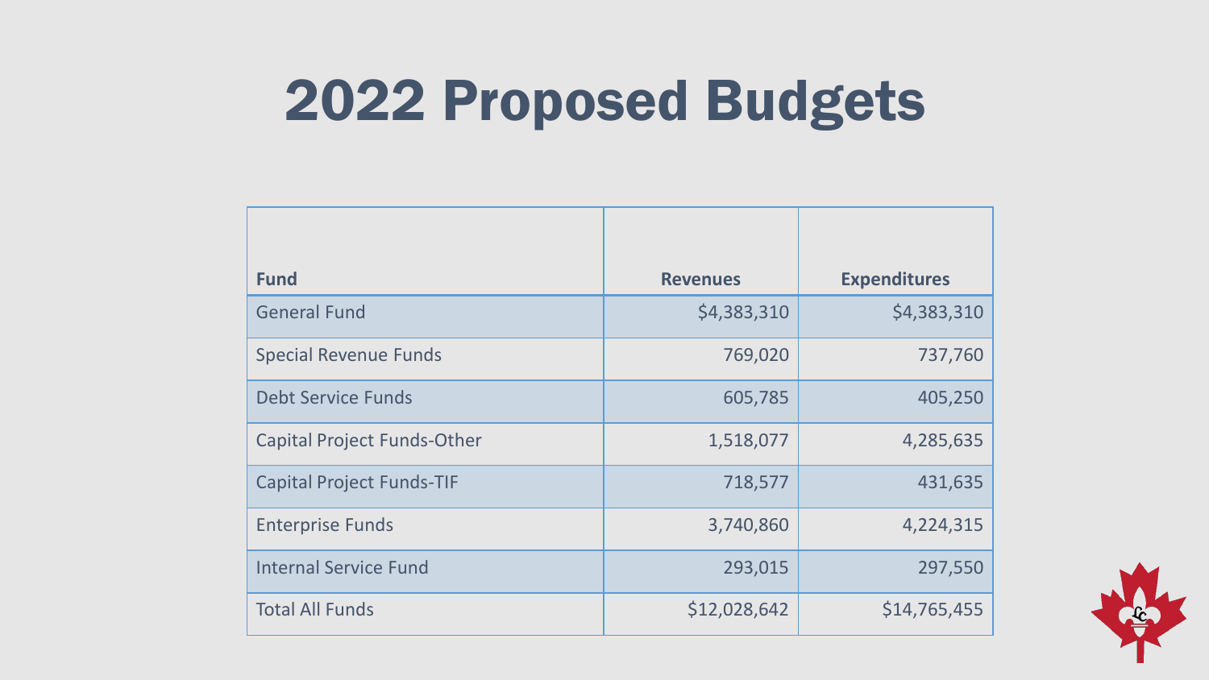# 2022 Proposed Budgets

| Fund | Revenues | Expenditures |
|---|---|---|
| General Fund | $4,383,310 | $4,383,310 |
| Special Revenue Funds | 769,020 | 737,760 |
| Debt Service Funds | 605,785 | 405,250 |
| Capital Project Funds-Other | 1,518,077 | 4,285,635 |
| Capital Project Funds-TIF | 718,577 | 431,635 |
| Enterprise Funds | 3,740,860 | 4,224,315 |
| Internal Service Fund | 293,015 | 297,550 |
| Total All Funds | $12,028,642 | $14,765,455 |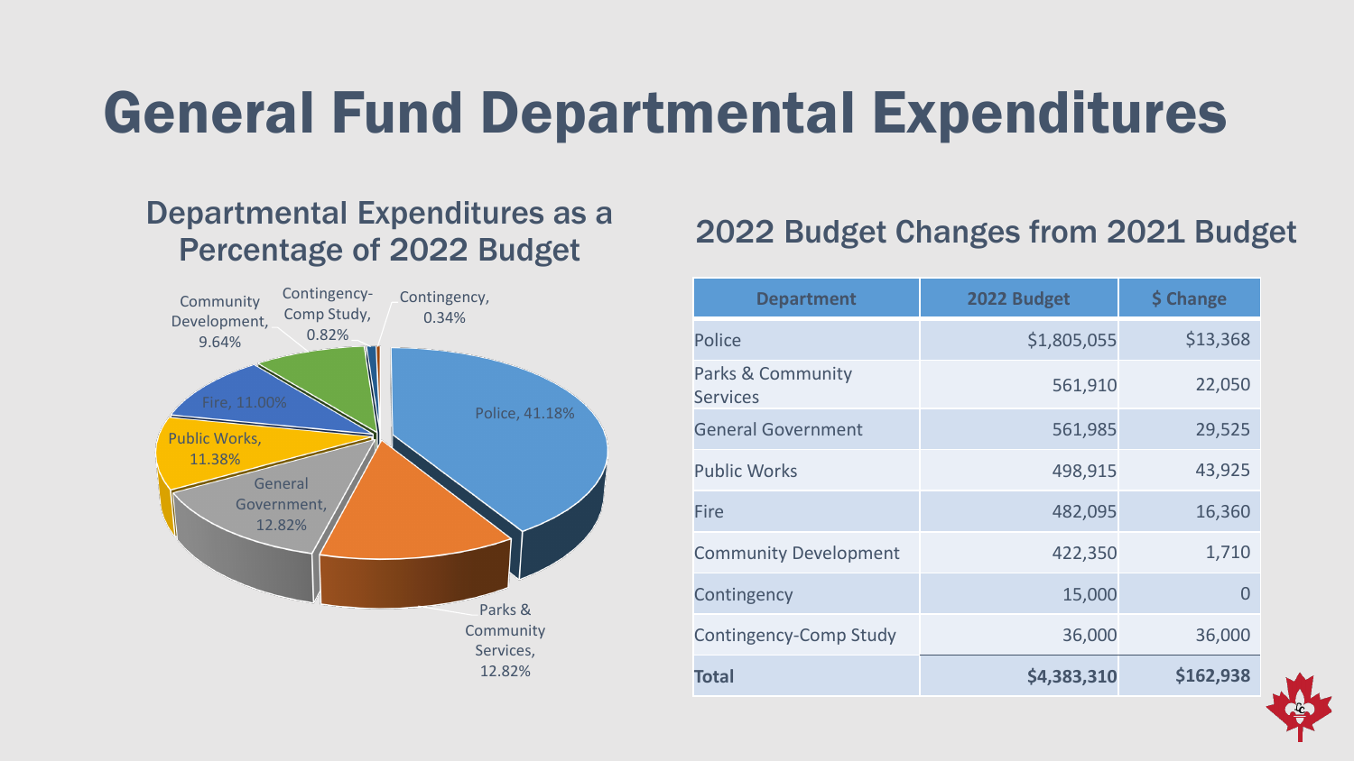# General Fund Departmental Expenditures

## Departmental Expenditures as a Percentage of 2022 Budget

Police, 41.18%

Parks & Community Services, 12.82%

General Government, 12.82%

Public Works, 11.38%

Fire, 11.00%

Community Development, 9.64%

Contingency-Comp Study, 0.82%

Contingency, 0.34%

## 2022 Budget Changes from 2021 Budget

| Department | 2022 Budget | $ Change |
|---|---|---|
| Police | $1,805,055 | $13,368 |
| Parks & Community Services | 561,910 | 22,050 |
| General Government | 561,985 | 29,525 |
| Public Works | 498,915 | 43,925 |
| Fire | 482,095 | 16,360 |
| Community Development | 422,350 | 1,710 |
| Contingency | 15,000 | 0 |
| Contingency-Comp Study | 36,000 | 36,000 |
| **Total** | **$4,383,310** | **$162,938** |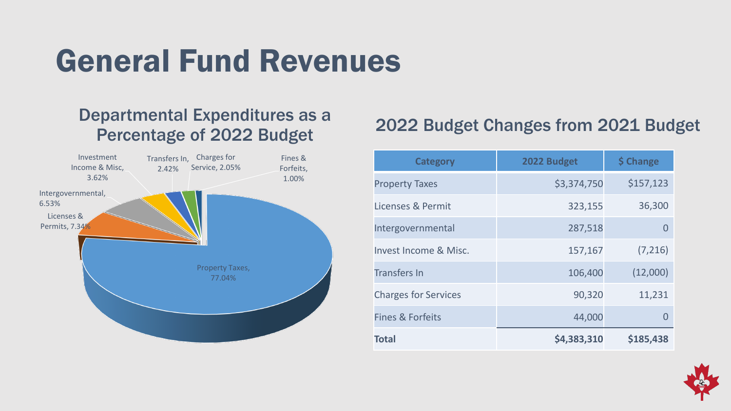# General Fund Revenues

## Departmental Expenditures as a Percentage of 2022 Budget

- Property Taxes, 77.04%
- Licenses & Permits, 7.34%
- Intergovernmental, 6.53%
- Investment Income & Misc, 3.62%
- Transfers In, 2.42%
- Charges for Service, 2.05%
- Fines & Forfeits, 1.00%

## 2022 Budget Changes from 2021 Budget

| Category | 2022 Budget | $ Change |
|---|---|---|
| Property Taxes | $3,374,750 | $157,123 |
| Licenses & Permit | 323,155 | 36,300 |
| Intergovernmental | 287,518 | 0 |
| Invest Income & Misc. | 157,167 | (7,216) |
| Transfers In | 106,400 | (12,000) |
| Charges for Services | 90,320 | 11,231 |
| Fines & Forfeits | 44,000 | 0 |
| **Total** | **$4,383,310** | **$185,438** |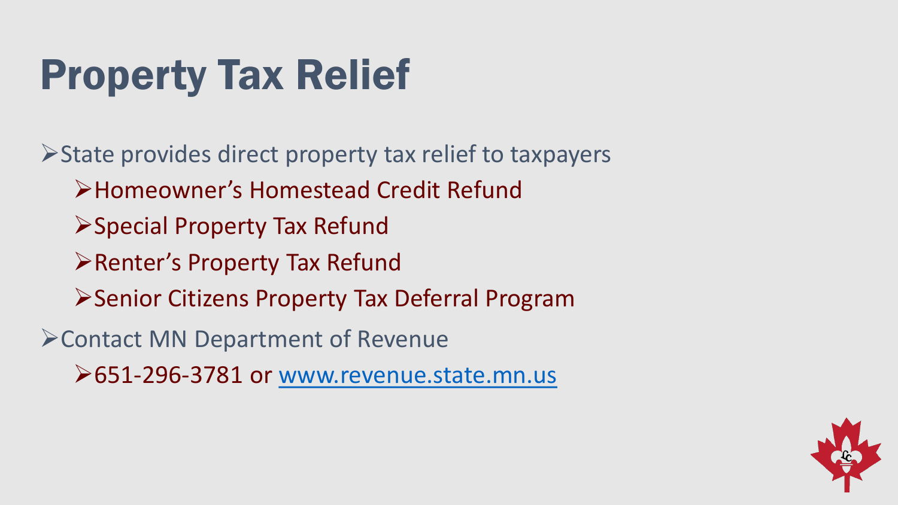# Property Tax Relief

- State provides direct property tax relief to taxpayers
  - Homeowner's Homestead Credit Refund
  - Special Property Tax Refund
  - Renter's Property Tax Refund
  - Senior Citizens Property Tax Deferral Program
- Contact MN Department of Revenue
  - 651-296-3781 or [www.revenue.state.mn.us](http://www.revenue.state.mn.us)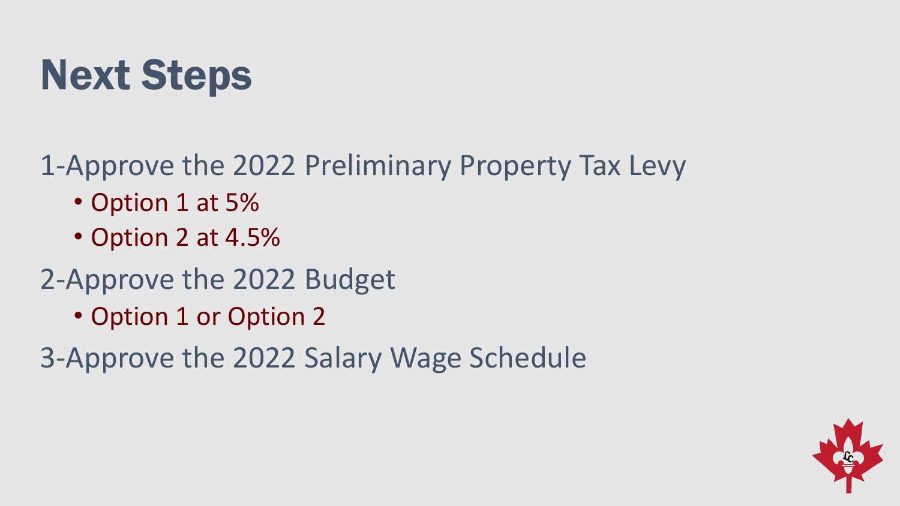# Next Steps

1-Approve the 2022 Preliminary Property Tax Levy

- Option 1 at 5%
- Option 2 at 4.5%

2-Approve the 2022 Budget

- Option 1 or Option 2

3-Approve the 2022 Salary Wage Schedule